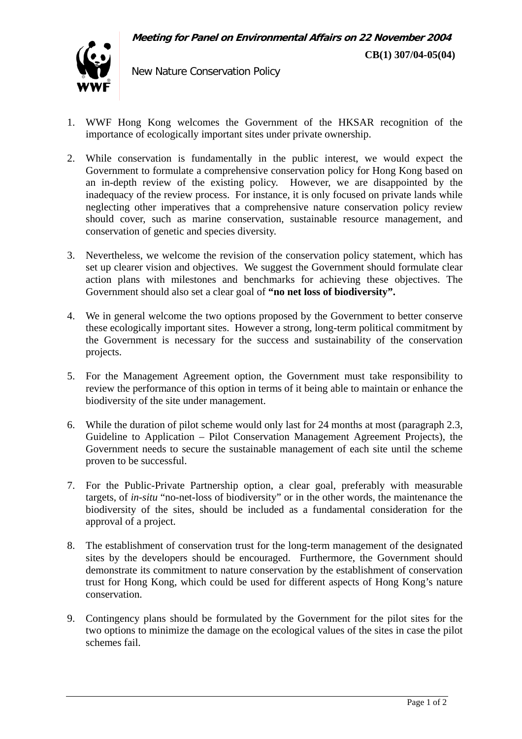***Meeting for Panel on Environmental Affairs on 22 November 2004***

**CB(1) 307/04-05(04)**

New Nature Conservation Policy

1. WWF Hong Kong welcomes the Government of the HKSAR recognition of the importance of ecologically important sites under private ownership.

2. While conservation is fundamentally in the public interest, we would expect the Government to formulate a comprehensive conservation policy for Hong Kong based on an in-depth review of the existing policy. However, we are disappointed by the inadequacy of the review process. For instance, it is only focused on private lands while neglecting other imperatives that a comprehensive nature conservation policy review should cover, such as marine conservation, sustainable resource management, and conservation of genetic and species diversity.

3. Nevertheless, we welcome the revision of the conservation policy statement, which has set up clearer vision and objectives. We suggest the Government should formulate clear action plans with milestones and benchmarks for achieving these objectives. The Government should also set a clear goal of **"no net loss of biodiversity".**

4. We in general welcome the two options proposed by the Government to better conserve these ecologically important sites. However a strong, long-term political commitment by the Government is necessary for the success and sustainability of the conservation projects.

5. For the Management Agreement option, the Government must take responsibility to review the performance of this option in terms of it being able to maintain or enhance the biodiversity of the site under management.

6. While the duration of pilot scheme would only last for 24 months at most (paragraph 2.3, Guideline to Application – Pilot Conservation Management Agreement Projects), the Government needs to secure the sustainable management of each site until the scheme proven to be successful.

7. For the Public-Private Partnership option, a clear goal, preferably with measurable targets, of *in-situ* "no-net-loss of biodiversity" or in the other words, the maintenance the biodiversity of the sites, should be included as a fundamental consideration for the approval of a project.

8. The establishment of conservation trust for the long-term management of the designated sites by the developers should be encouraged. Furthermore, the Government should demonstrate its commitment to nature conservation by the establishment of conservation trust for Hong Kong, which could be used for different aspects of Hong Kong's nature conservation.

9. Contingency plans should be formulated by the Government for the pilot sites for the two options to minimize the damage on the ecological values of the sites in case the pilot schemes fail.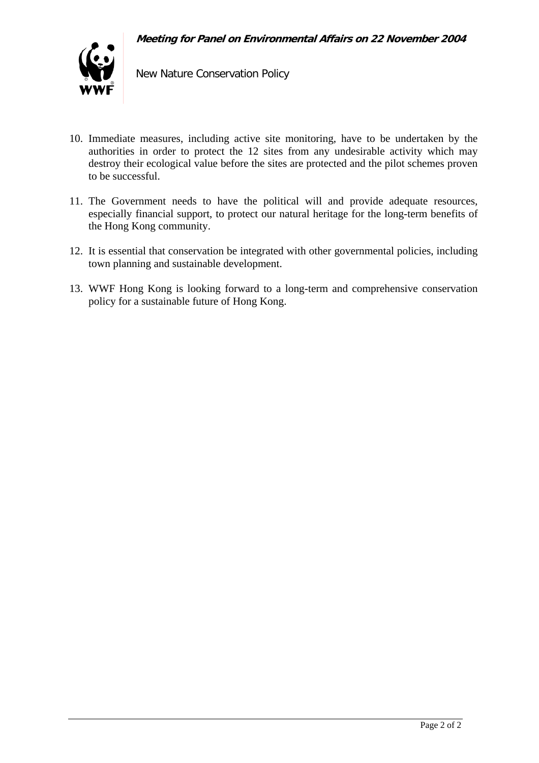10. Immediate measures, including active site monitoring, have to be undertaken by the authorities in order to protect the 12 sites from any undesirable activity which may destroy their ecological value before the sites are protected and the pilot schemes proven to be successful.

11. The Government needs to have the political will and provide adequate resources, especially financial support, to protect our natural heritage for the long-term benefits of the Hong Kong community.

12. It is essential that conservation be integrated with other governmental policies, including town planning and sustainable development.

13. WWF Hong Kong is looking forward to a long-term and comprehensive conservation policy for a sustainable future of Hong Kong.